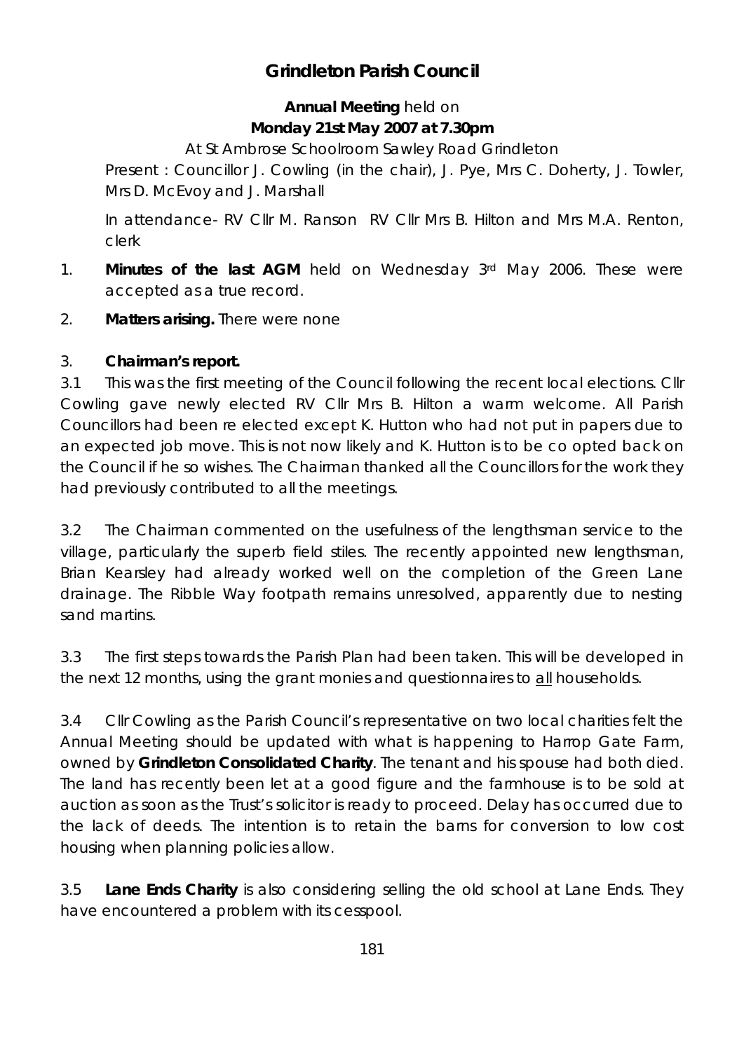# Grindleton Parish Council

**Annual Meeting** held on
**Monday 21st May 2007 at 7.30pm**

At St Ambrose Schoolroom Sawley Road Grindleton

Present : Councillor J. Cowling (in the chair), J. Pye, Mrs C. Doherty, J. Towler, Mrs D. McEvoy and J. Marshall

In attendance- RV Cllr M. Ranson RV Cllr Mrs B. Hilton and Mrs M.A. Renton, clerk

1. **Minutes of the last AGM** held on Wednesday 3rd May 2006. These were accepted as a true record.

2. **Matters arising.** There were none

3. **Chairman's report.**

3.1 This was the first meeting of the Council following the recent local elections. Cllr Cowling gave newly elected RV Cllr Mrs B. Hilton a warm welcome. All Parish Councillors had been re elected except K. Hutton who had not put in papers due to an expected job move. This is not now likely and K. Hutton is to be co opted back on the Council if he so wishes. The Chairman thanked all the Councillors for the work they had previously contributed to all the meetings.

3.2 The Chairman commented on the usefulness of the lengthsman service to the village, particularly the superb field stiles. The recently appointed new lengthsman, Brian Kearsley had already worked well on the completion of the Green Lane drainage. The Ribble Way footpath remains unresolved, apparently due to nesting sand martins.

3.3 The first steps towards the Parish Plan had been taken. This will be developed in the next 12 months, using the grant monies and questionnaires to <u>all</u> households.

3.4 Cllr Cowling as the Parish Council's representative on two local charities felt the Annual Meeting should be updated with what is happening to Harrop Gate Farm, owned by **Grindleton Consolidated Charity**. The tenant and his spouse had both died. The land has recently been let at a good figure and the farmhouse is to be sold at auction as soon as the Trust's solicitor is ready to proceed. Delay has occurred due to the lack of deeds. The intention is to retain the barns for conversion to low cost housing when planning policies allow.

3.5 **Lane Ends Charity** is also considering selling the old school at Lane Ends. They have encountered a problem with its cesspool.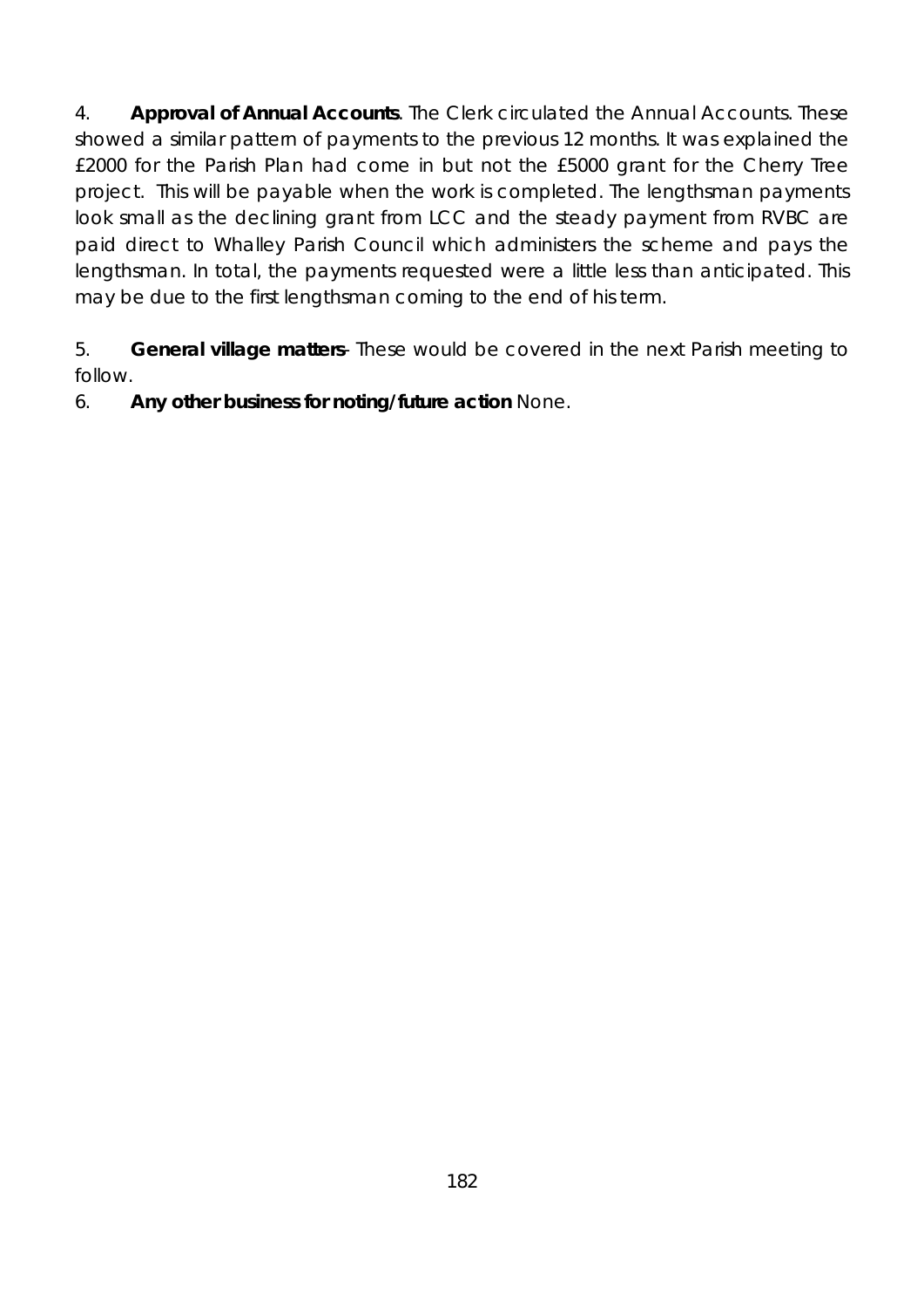4. **Approval of Annual Accounts**. The Clerk circulated the Annual Accounts. These showed a similar pattern of payments to the previous 12 months. It was explained the £2000 for the Parish Plan had come in but not the £5000 grant for the Cherry Tree project. This will be payable when the work is completed. The lengthsman payments look small as the declining grant from LCC and the steady payment from RVBC are paid direct to Whalley Parish Council which administers the scheme and pays the lengthsman. In total, the payments requested were a little less than anticipated. This may be due to the first lengthsman coming to the end of his term.

5. **General village matters**- These would be covered in the next Parish meeting to follow.

6. **Any other business for noting/future action** None.